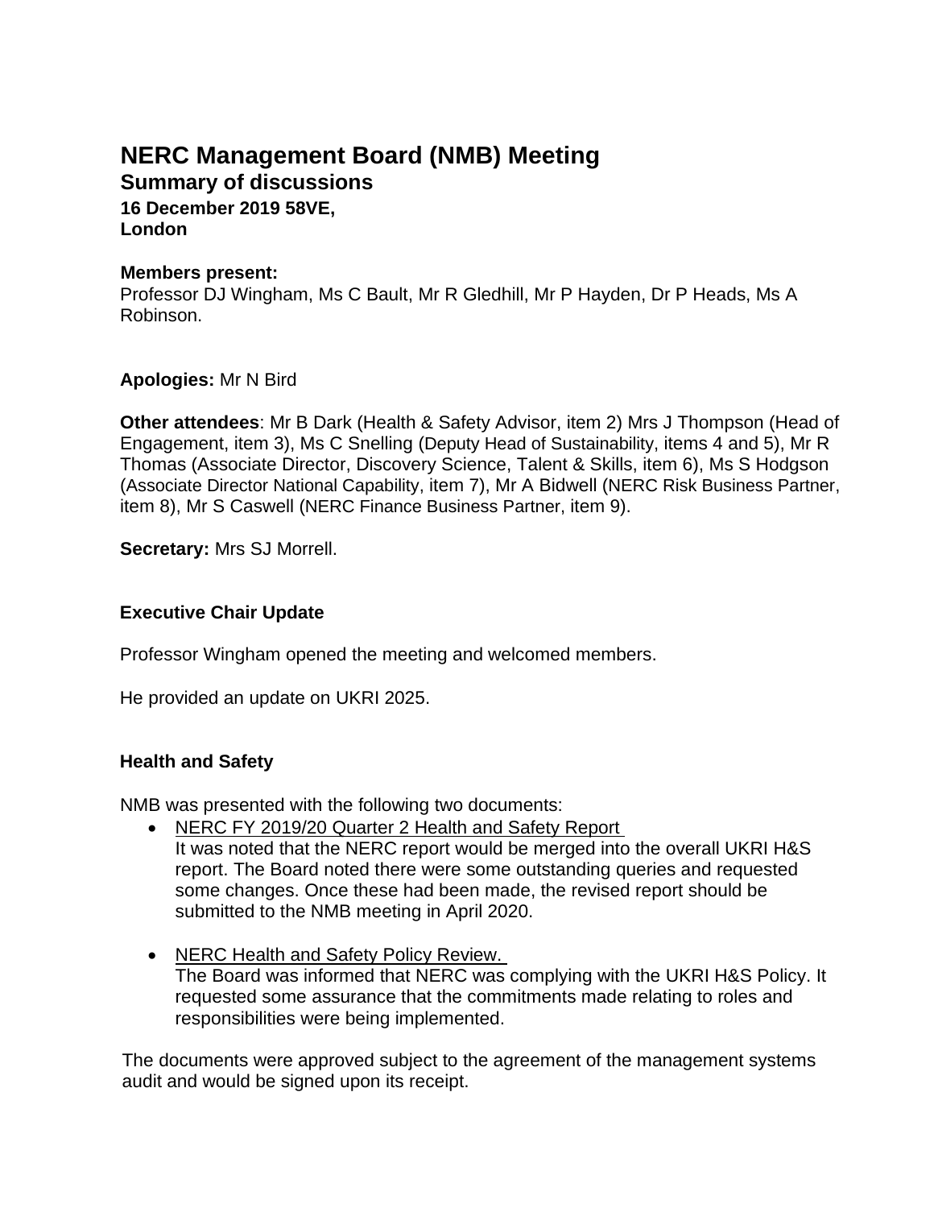# NERC Management Board (NMB) Meeting

## Summary of discussions

**16 December 2019 58VE,**
**London**

**Members present:**
Professor DJ Wingham, Ms C Bault, Mr R Gledhill, Mr P Hayden, Dr P Heads, Ms A Robinson.

**Apologies:** Mr N Bird

**Other attendees**: Mr B Dark (Health & Safety Advisor, item 2) Mrs J Thompson (Head of Engagement, item 3), Ms C Snelling (Deputy Head of Sustainability, items 4 and 5), Mr R Thomas (Associate Director, Discovery Science, Talent & Skills, item 6), Ms S Hodgson (Associate Director National Capability, item 7), Mr A Bidwell (NERC Risk Business Partner, item 8), Mr S Caswell (NERC Finance Business Partner, item 9).

**Secretary:** Mrs SJ Morrell.

### Executive Chair Update

Professor Wingham opened the meeting and welcomed members.

He provided an update on UKRI 2025.

### Health and Safety

NMB was presented with the following two documents:

- NERC FY 2019/20 Quarter 2 Health and Safety Report
  It was noted that the NERC report would be merged into the overall UKRI H&S report. The Board noted there were some outstanding queries and requested some changes. Once these had been made, the revised report should be submitted to the NMB meeting in April 2020.

- NERC Health and Safety Policy Review.
  The Board was informed that NERC was complying with the UKRI H&S Policy. It requested some assurance that the commitments made relating to roles and responsibilities were being implemented.

The documents were approved subject to the agreement of the management systems audit and would be signed upon its receipt.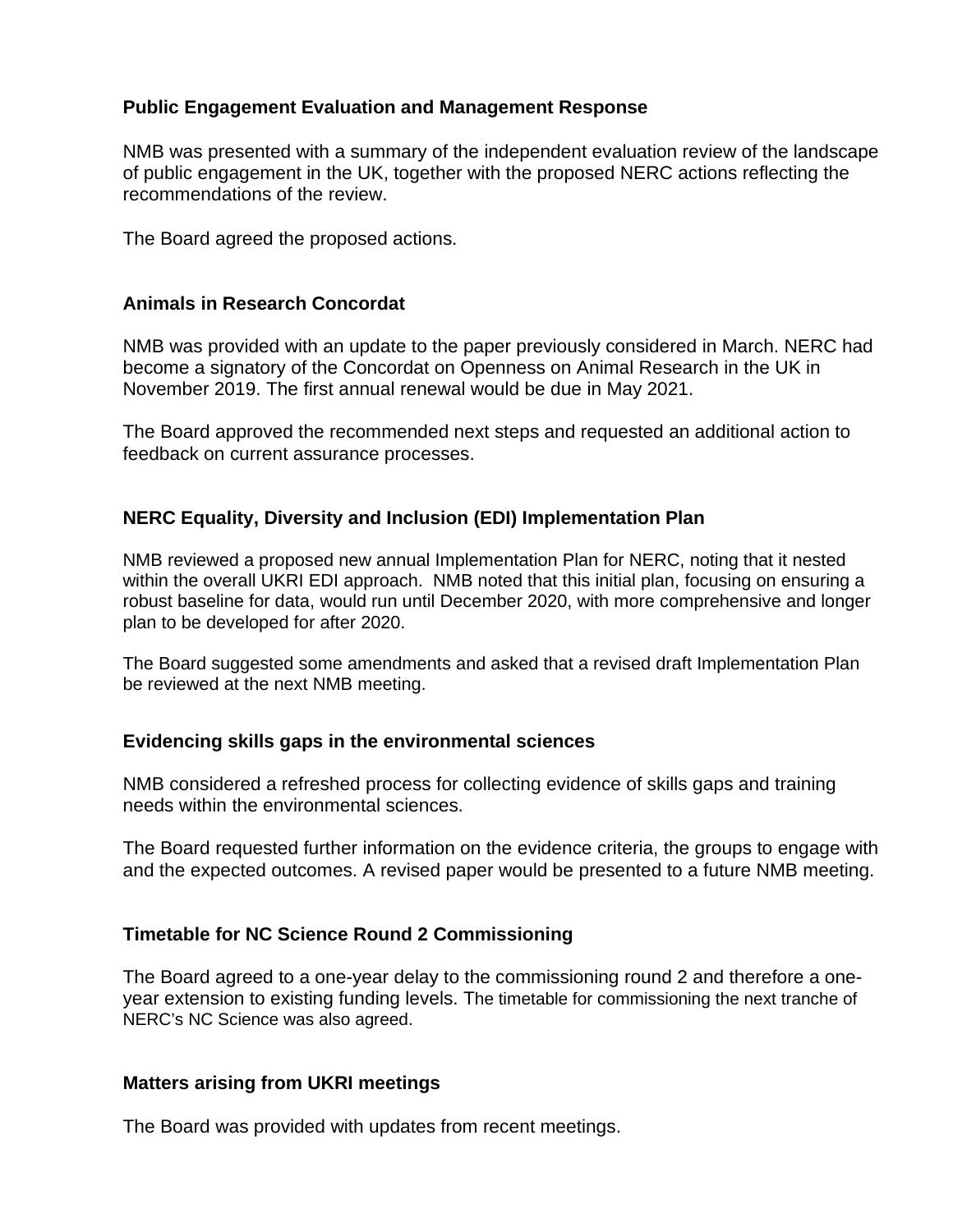**Public Engagement Evaluation and Management Response**

NMB was presented with a summary of the independent evaluation review of the landscape of public engagement in the UK, together with the proposed NERC actions reflecting the recommendations of the review.

The Board agreed the proposed actions.

**Animals in Research Concordat**

NMB was provided with an update to the paper previously considered in March. NERC had become a signatory of the Concordat on Openness on Animal Research in the UK in November 2019. The first annual renewal would be due in May 2021.

The Board approved the recommended next steps and requested an additional action to feedback on current assurance processes.

**NERC Equality, Diversity and Inclusion (EDI) Implementation Plan**

NMB reviewed a proposed new annual Implementation Plan for NERC, noting that it nested within the overall UKRI EDI approach. NMB noted that this initial plan, focusing on ensuring a robust baseline for data, would run until December 2020, with more comprehensive and longer plan to be developed for after 2020.

The Board suggested some amendments and asked that a revised draft Implementation Plan be reviewed at the next NMB meeting.

**Evidencing skills gaps in the environmental sciences**

NMB considered a refreshed process for collecting evidence of skills gaps and training needs within the environmental sciences.

The Board requested further information on the evidence criteria, the groups to engage with and the expected outcomes. A revised paper would be presented to a future NMB meeting.

**Timetable for NC Science Round 2 Commissioning**

The Board agreed to a one-year delay to the commissioning round 2 and therefore a one-year extension to existing funding levels. The timetable for commissioning the next tranche of NERC's NC Science was also agreed.

**Matters arising from UKRI meetings**

The Board was provided with updates from recent meetings.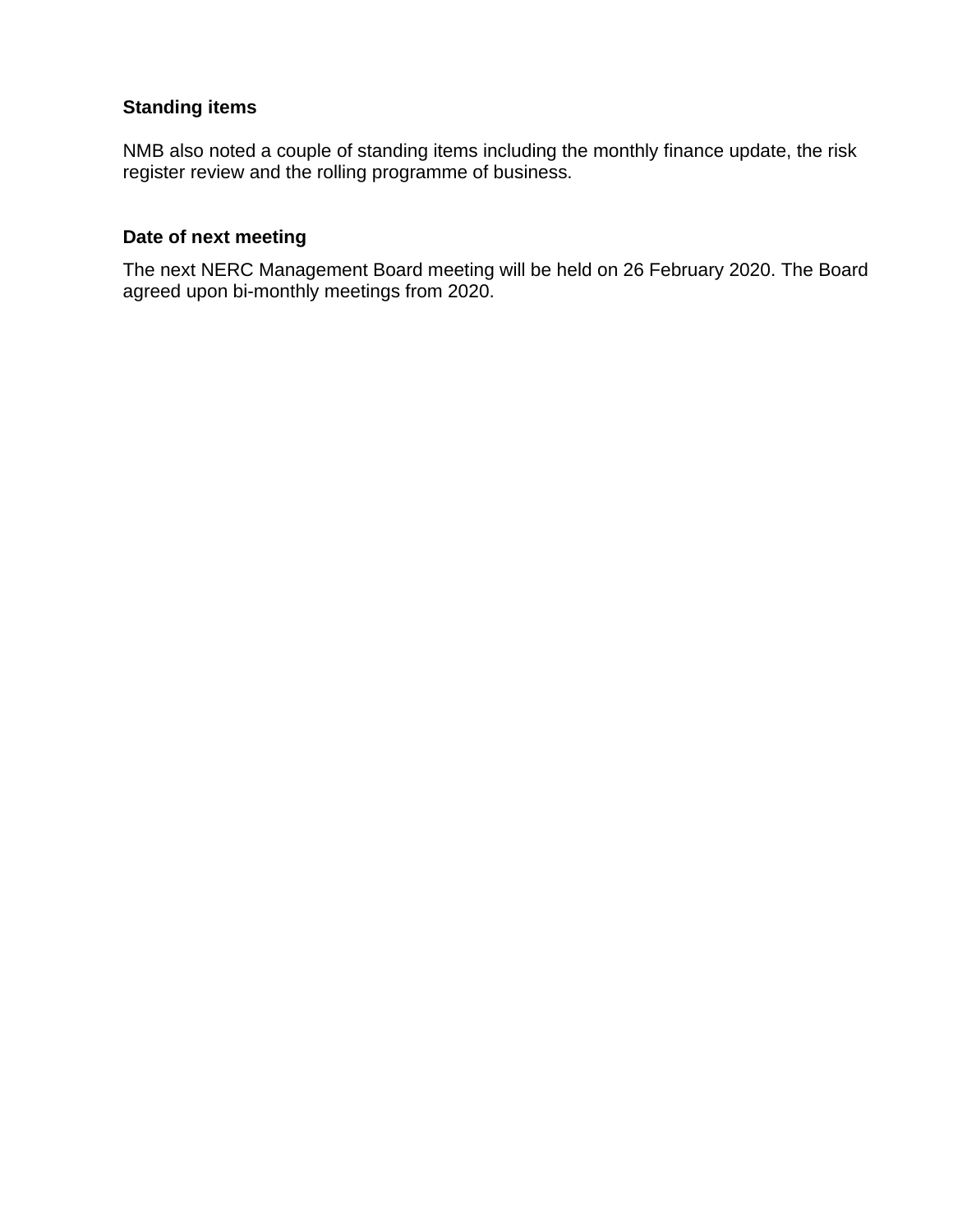**Standing items**

NMB also noted a couple of standing items including the monthly finance update, the risk register review and the rolling programme of business.

**Date of next meeting**

The next NERC Management Board meeting will be held on 26 February 2020. The Board agreed upon bi-monthly meetings from 2020.